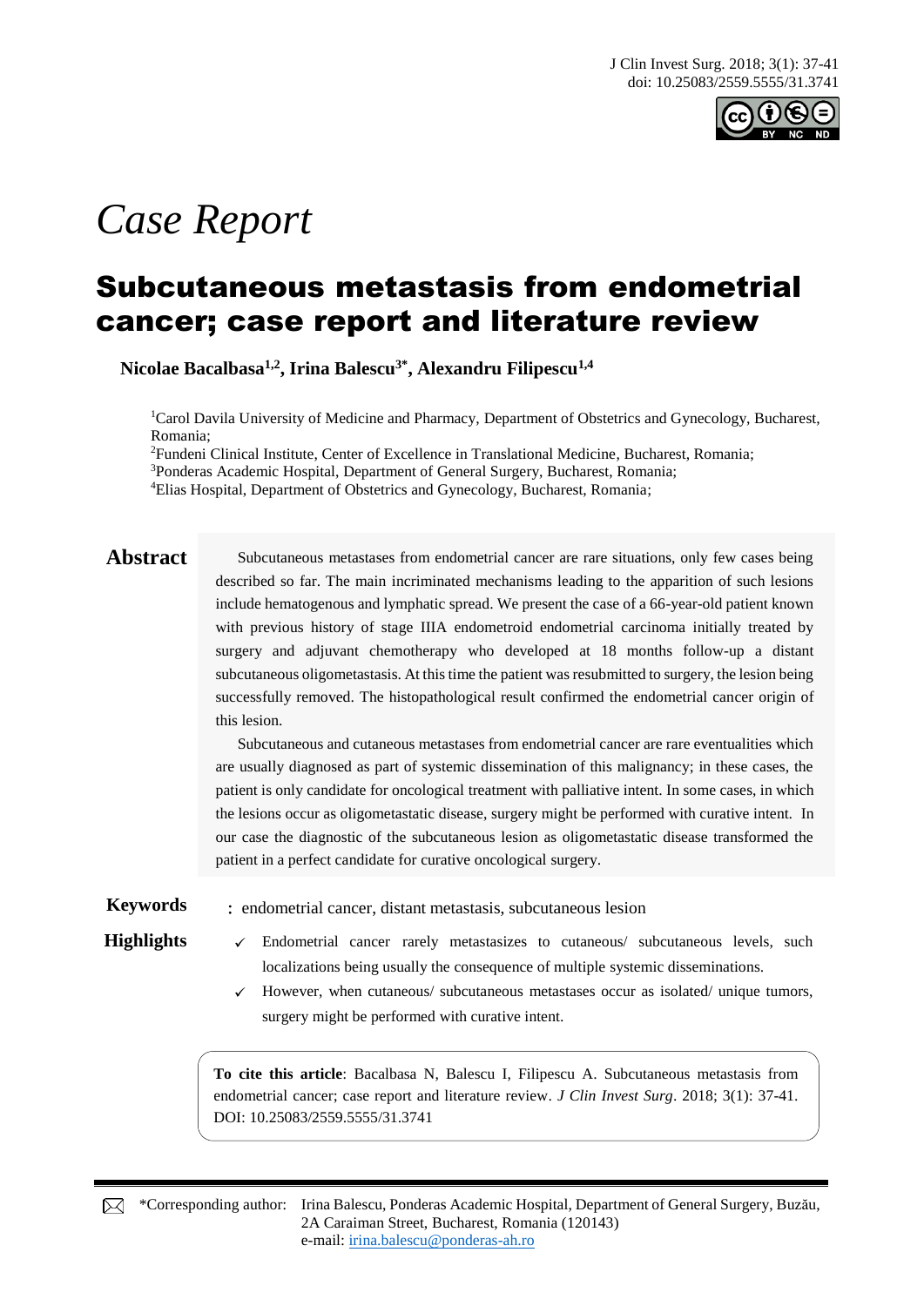*Case Report*

# Subcutaneous metastasis from endometrial cancer; case report and literature review

**Nicolae Bacalbasa[1,2], Irina Balescu[3*], Alexandru Filipescu[1,4]**

[1]Carol Davila University of Medicine and Pharmacy, Department of Obstetrics and Gynecology, Bucharest, Romania;
[2]Fundeni Clinical Institute, Center of Excellence in Translational Medicine, Bucharest, Romania;
[3]Ponderas Academic Hospital, Department of General Surgery, Bucharest, Romania;
[4]Elias Hospital, Department of Obstetrics and Gynecology, Bucharest, Romania;

## Abstract

Subcutaneous metastases from endometrial cancer are rare situations, only few cases being described so far. The main incriminated mechanisms leading to the apparition of such lesions include hematogenous and lymphatic spread. We present the case of a 66-year-old patient known with previous history of stage IIIA endometroid endometrial carcinoma initially treated by surgery and adjuvant chemotherapy who developed at 18 months follow-up a distant subcutaneous oligometastasis. At this time the patient was resubmitted to surgery, the lesion being successfully removed. The histopathological result confirmed the endometrial cancer origin of this lesion.

Subcutaneous and cutaneous metastases from endometrial cancer are rare eventualities which are usually diagnosed as part of systemic dissemination of this malignancy; in these cases, the patient is only candidate for oncological treatment with palliative intent. In some cases, in which the lesions occur as oligometastatic disease, surgery might be performed with curative intent. In our case the diagnostic of the subcutaneous lesion as oligometastatic disease transformed the patient in a perfect candidate for curative oncological surgery.

**Keywords**: endometrial cancer, distant metastasis, subcutaneous lesion

**Highlights**

- ✓ Endometrial cancer rarely metastasizes to cutaneous/ subcutaneous levels, such localizations being usually the consequence of multiple systemic disseminations.
- ✓ However, when cutaneous/ subcutaneous metastases occur as isolated/ unique tumors, surgery might be performed with curative intent.

**To cite this article**: Bacalbasa N, Balescu I, Filipescu A. Subcutaneous metastasis from endometrial cancer; case report and literature review. *J Clin Invest Surg*. 2018; 3(1): 37-41. DOI: 10.25083/2559.5555/31.3741

\*Corresponding author: Irina Balescu, Ponderas Academic Hospital, Department of General Surgery, Buzău, 2A Caraiman Street, Bucharest, Romania (120143)
e-mail: irina.balescu@ponderas-ah.ro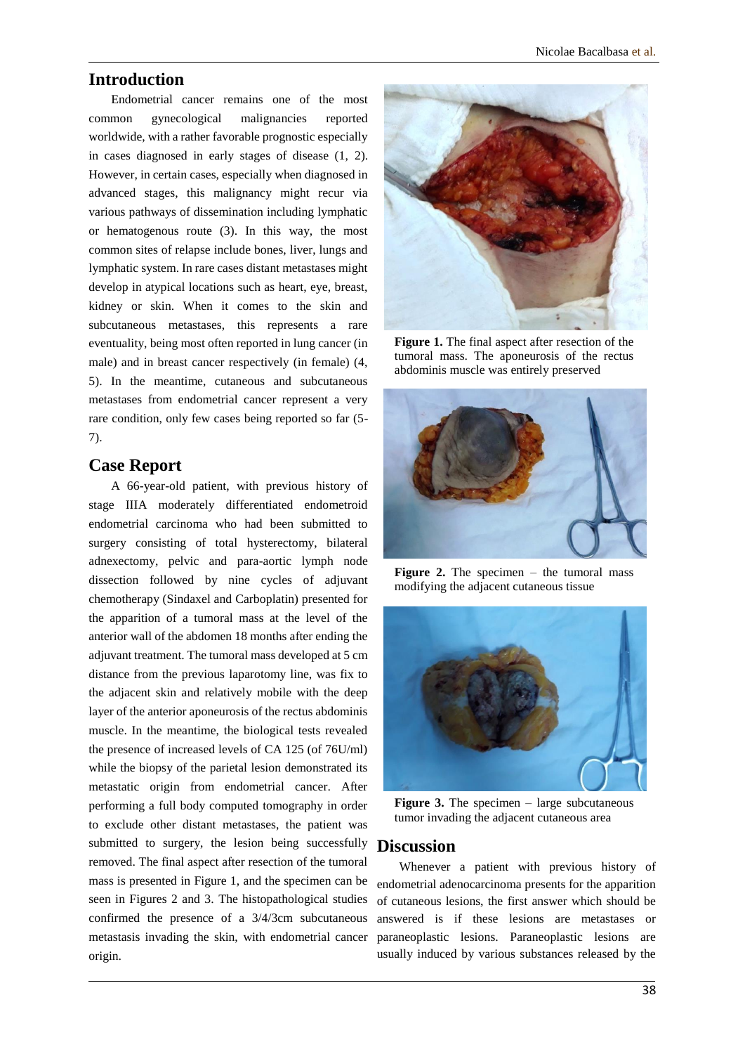## Introduction

Endometrial cancer remains one of the most common gynecological malignancies reported worldwide, with a rather favorable prognostic especially in cases diagnosed in early stages of disease (1, 2). However, in certain cases, especially when diagnosed in advanced stages, this malignancy might recur via various pathways of dissemination including lymphatic or hematogenous route (3). In this way, the most common sites of relapse include bones, liver, lungs and lymphatic system. In rare cases distant metastases might develop in atypical locations such as heart, eye, breast, kidney or skin. When it comes to the skin and subcutaneous metastases, this represents a rare eventuality, being most often reported in lung cancer (in male) and in breast cancer respectively (in female) (4, 5). In the meantime, cutaneous and subcutaneous metastases from endometrial cancer represent a very rare condition, only few cases being reported so far (5-7).

## Case Report

A 66-year-old patient, with previous history of stage IIIA moderately differentiated endometroid endometrial carcinoma who had been submitted to surgery consisting of total hysterectomy, bilateral adnexectomy, pelvic and para-aortic lymph node dissection followed by nine cycles of adjuvant chemotherapy (Sindaxel and Carboplatin) presented for the apparition of a tumoral mass at the level of the anterior wall of the abdomen 18 months after ending the adjuvant treatment. The tumoral mass developed at 5 cm distance from the previous laparotomy line, was fix to the adjacent skin and relatively mobile with the deep layer of the anterior aponeurosis of the rectus abdominis muscle. In the meantime, the biological tests revealed the presence of increased levels of CA 125 (of 76U/ml) while the biopsy of the parietal lesion demonstrated its metastatic origin from endometrial cancer. After performing a full body computed tomography in order to exclude other distant metastases, the patient was submitted to surgery, the lesion being successfully removed. The final aspect after resection of the tumoral mass is presented in Figure 1, and the specimen can be seen in Figures 2 and 3. The histopathological studies confirmed the presence of a 3/4/3cm subcutaneous metastasis invading the skin, with endometrial cancer origin.

**Figure 1.** The final aspect after resection of the tumoral mass. The aponeurosis of the rectus abdominis muscle was entirely preserved

**Figure 2.** The specimen – the tumoral mass modifying the adjacent cutaneous tissue

**Figure 3.** The specimen – large subcutaneous tumor invading the adjacent cutaneous area

## Discussion

Whenever a patient with previous history of endometrial adenocarcinoma presents for the apparition of cutaneous lesions, the first answer which should be answered is if these lesions are metastases or paraneoplastic lesions. Paraneoplastic lesions are usually induced by various substances released by the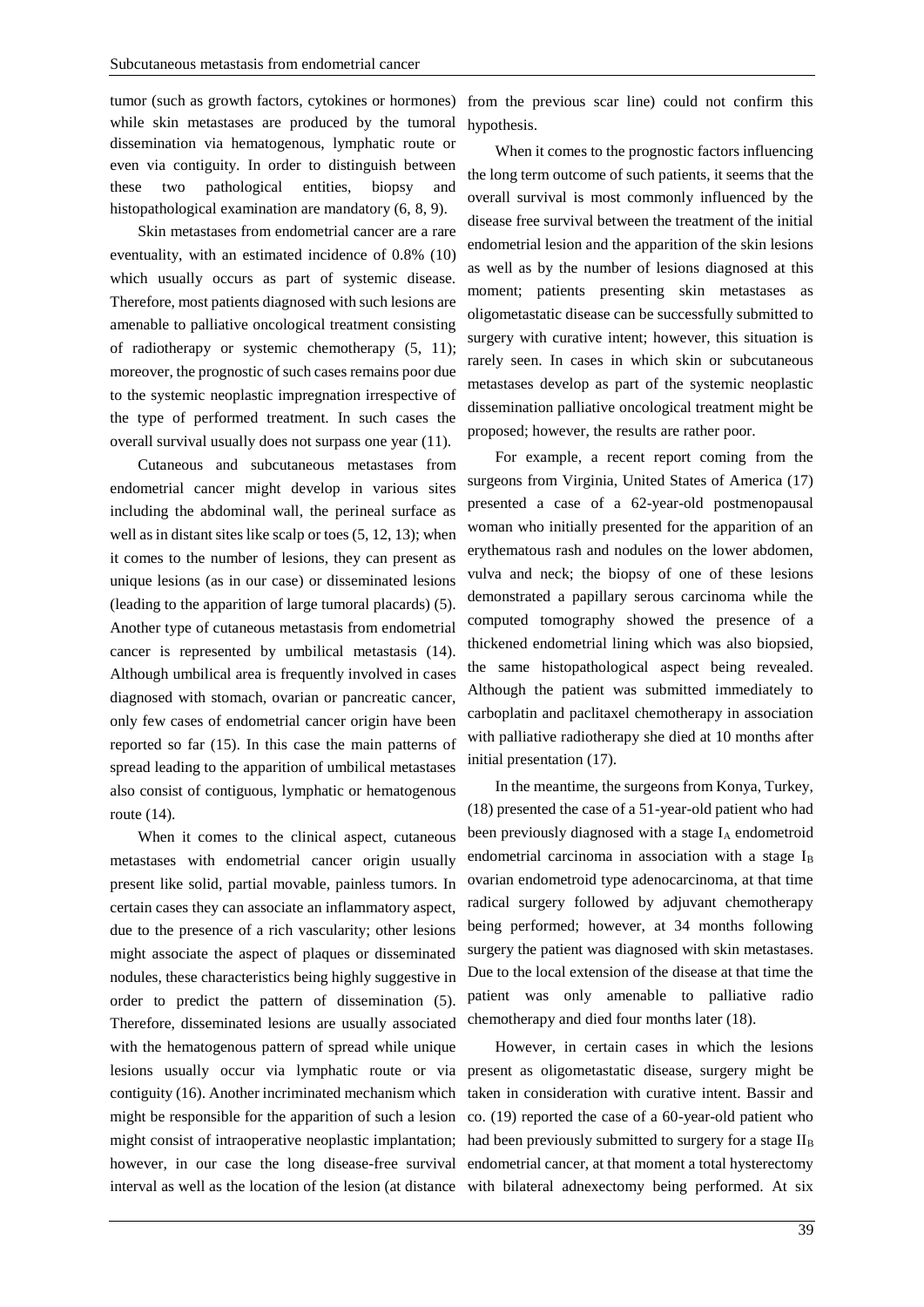tumor (such as growth factors, cytokines or hormones) while skin metastases are produced by the tumoral dissemination via hematogenous, lymphatic route or even via contiguity. In order to distinguish between these two pathological entities, biopsy and histopathological examination are mandatory (6, 8, 9).

Skin metastases from endometrial cancer are a rare eventuality, with an estimated incidence of 0.8% (10) which usually occurs as part of systemic disease. Therefore, most patients diagnosed with such lesions are amenable to palliative oncological treatment consisting of radiotherapy or systemic chemotherapy (5, 11); moreover, the prognostic of such cases remains poor due to the systemic neoplastic impregnation irrespective of the type of performed treatment. In such cases the overall survival usually does not surpass one year (11).

Cutaneous and subcutaneous metastases from endometrial cancer might develop in various sites including the abdominal wall, the perineal surface as well as in distant sites like scalp or toes (5, 12, 13); when it comes to the number of lesions, they can present as unique lesions (as in our case) or disseminated lesions (leading to the apparition of large tumoral placards) (5). Another type of cutaneous metastasis from endometrial cancer is represented by umbilical metastasis (14). Although umbilical area is frequently involved in cases diagnosed with stomach, ovarian or pancreatic cancer, only few cases of endometrial cancer origin have been reported so far (15). In this case the main patterns of spread leading to the apparition of umbilical metastases also consist of contiguous, lymphatic or hematogenous route (14).

When it comes to the clinical aspect, cutaneous metastases with endometrial cancer origin usually present like solid, partial movable, painless tumors. In certain cases they can associate an inflammatory aspect, due to the presence of a rich vascularity; other lesions might associate the aspect of plaques or disseminated nodules, these characteristics being highly suggestive in order to predict the pattern of dissemination (5). Therefore, disseminated lesions are usually associated with the hematogenous pattern of spread while unique lesions usually occur via lymphatic route or via contiguity (16). Another incriminated mechanism which might be responsible for the apparition of such a lesion might consist of intraoperative neoplastic implantation; however, in our case the long disease-free survival interval as well as the location of the lesion (at distance from the previous scar line) could not confirm this hypothesis.

When it comes to the prognostic factors influencing the long term outcome of such patients, it seems that the overall survival is most commonly influenced by the disease free survival between the treatment of the initial endometrial lesion and the apparition of the skin lesions as well as by the number of lesions diagnosed at this moment; patients presenting skin metastases as oligometastatic disease can be successfully submitted to surgery with curative intent; however, this situation is rarely seen. In cases in which skin or subcutaneous metastases develop as part of the systemic neoplastic dissemination palliative oncological treatment might be proposed; however, the results are rather poor.

For example, a recent report coming from the surgeons from Virginia, United States of America (17) presented a case of a 62-year-old postmenopausal woman who initially presented for the apparition of an erythematous rash and nodules on the lower abdomen, vulva and neck; the biopsy of one of these lesions demonstrated a papillary serous carcinoma while the computed tomography showed the presence of a thickened endometrial lining which was also biopsied, the same histopathological aspect being revealed. Although the patient was submitted immediately to carboplatin and paclitaxel chemotherapy in association with palliative radiotherapy she died at 10 months after initial presentation (17).

In the meantime, the surgeons from Konya, Turkey, (18) presented the case of a 51-year-old patient who had been previously diagnosed with a stage $I_A$ endometroid endometrial carcinoma in association with a stage $I_B$ ovarian endometroid type adenocarcinoma, at that time radical surgery followed by adjuvant chemotherapy being performed; however, at 34 months following surgery the patient was diagnosed with skin metastases. Due to the local extension of the disease at that time the patient was only amenable to palliative radio chemotherapy and died four months later (18).

However, in certain cases in which the lesions present as oligometastatic disease, surgery might be taken in consideration with curative intent. Bassir and co. (19) reported the case of a 60-year-old patient who had been previously submitted to surgery for a stage $II_B$ endometrial cancer, at that moment a total hysterectomy with bilateral adnexectomy being performed. At six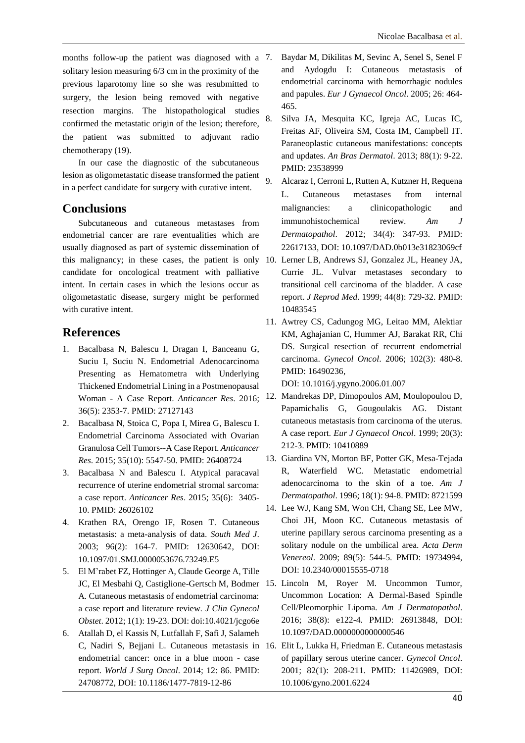months follow-up the patient was diagnosed with a solitary lesion measuring 6/3 cm in the proximity of the previous laparotomy line so she was resubmitted to surgery, the lesion being removed with negative resection margins. The histopathological studies confirmed the metastatic origin of the lesion; therefore, the patient was submitted to adjuvant radio chemotherapy (19).

In our case the diagnostic of the subcutaneous lesion as oligometastatic disease transformed the patient in a perfect candidate for surgery with curative intent.

## Conclusions

Subcutaneous and cutaneous metastases from endometrial cancer are rare eventualities which are usually diagnosed as part of systemic dissemination of this malignancy; in these cases, the patient is only candidate for oncological treatment with palliative intent. In certain cases in which the lesions occur as oligometastatic disease, surgery might be performed with curative intent.

## References

1. Bacalbasa N, Balescu I, Dragan I, Banceanu G, Suciu I, Suciu N. Endometrial Adenocarcinoma Presenting as Hematometra with Underlying Thickened Endometrial Lining in a Postmenopausal Woman - A Case Report. *Anticancer Res*. 2016; 36(5): 2353-7. PMID: 27127143
2. Bacalbasa N, Stoica C, Popa I, Mirea G, Balescu I. Endometrial Carcinoma Associated with Ovarian Granulosa Cell Tumors--A Case Report. *Anticancer Res*. 2015; 35(10): 5547-50. PMID: 26408724
3. Bacalbasa N and Balescu I. Atypical paracaval recurrence of uterine endometrial stromal sarcoma: a case report. *Anticancer Res*. 2015; 35(6): 3405-10. PMID: 26026102
4. Krathen RA, Orengo IF, Rosen T. Cutaneous metastasis: a meta-analysis of data. *South Med J*. 2003; 96(2): 164-7. PMID: 12630642, DOI: 10.1097/01.SMJ.0000053676.73249.E5
5. El M'rabet FZ, Hottinger A, Claude George A, Tille JC, El Mesbahi Q, Castiglione-Gertsch M, Bodmer A. Cutaneous metastasis of endometrial carcinoma: a case report and literature review. *J Clin Gynecol Obstet*. 2012; 1(1): 19-23. DOI: doi:10.4021/jcgo6e
6. Atallah D, el Kassis N, Lutfallah F, Safi J, Salameh C, Nadiri S, Bejjani L. Cutaneous metastasis in endometrial cancer: once in a blue moon - case report. *World J Surg Oncol*. 2014; 12: 86. PMID: 24708772, DOI: 10.1186/1477-7819-12-86
7. Baydar M, Dikilitas M, Sevinc A, Senel S, Senel F and Aydogdu I: Cutaneous metastasis of endometrial carcinoma with hemorrhagic nodules and papules. *Eur J Gynaecol Oncol*. 2005; 26: 464-465.
8. Silva JA, Mesquita KC, Igreja AC, Lucas IC, Freitas AF, Oliveira SM, Costa IM, Campbell IT. Paraneoplastic cutaneous manifestations: concepts and updates. *An Bras Dermatol*. 2013; 88(1): 9-22. PMID: 23538999
9. Alcaraz I, Cerroni L, Rutten A, Kutzner H, Requena L. Cutaneous metastases from internal malignancies: a clinicopathologic and immunohistochemical review. *Am J Dermatopathol*. 2012; 34(4): 347-93. PMID: 22617133, DOI: 10.1097/DAD.0b013e31823069cf
10. Lerner LB, Andrews SJ, Gonzalez JL, Heaney JA, Currie JL. Vulvar metastases secondary to transitional cell carcinoma of the bladder. A case report. *J Reprod Med*. 1999; 44(8): 729-32. PMID: 10483545
11. Awtrey CS, Cadungog MG, Leitao MM, Alektiar KM, Aghajanian C, Hummer AJ, Barakat RR, Chi DS. Surgical resection of recurrent endometrial carcinoma. *Gynecol Oncol*. 2006; 102(3): 480-8. PMID: 16490236, DOI: 10.1016/j.ygyno.2006.01.007
12. Mandrekas DP, Dimopoulos AM, Moulopoulou D, Papamichalis G, Gougoulakis AG. Distant cutaneous metastasis from carcinoma of the uterus. A case report. *Eur J Gynaecol Oncol*. 1999; 20(3): 212-3. PMID: 10410889
13. Giardina VN, Morton BF, Potter GK, Mesa-Tejada R, Waterfield WC. Metastatic endometrial adenocarcinoma to the skin of a toe. *Am J Dermatopathol*. 1996; 18(1): 94-8. PMID: 8721599
14. Lee WJ, Kang SM, Won CH, Chang SE, Lee MW, Choi JH, Moon KC. Cutaneous metastasis of uterine papillary serous carcinoma presenting as a solitary nodule on the umbilical area. *Acta Derm Venereol*. 2009; 89(5): 544-5. PMID: 19734994, DOI: 10.2340/00015555-0718
15. Lincoln M, Royer M. Uncommon Tumor, Uncommon Location: A Dermal-Based Spindle Cell/Pleomorphic Lipoma. *Am J Dermatopathol*. 2016; 38(8): e122-4. PMID: 26913848, DOI: 10.1097/DAD.0000000000000546
16. Elit L, Lukka H, Friedman E. Cutaneous metastasis of papillary serous uterine cancer. *Gynecol Oncol*. 2001; 82(1): 208-211. PMID: 11426989, DOI: 10.1006/gyno.2001.6224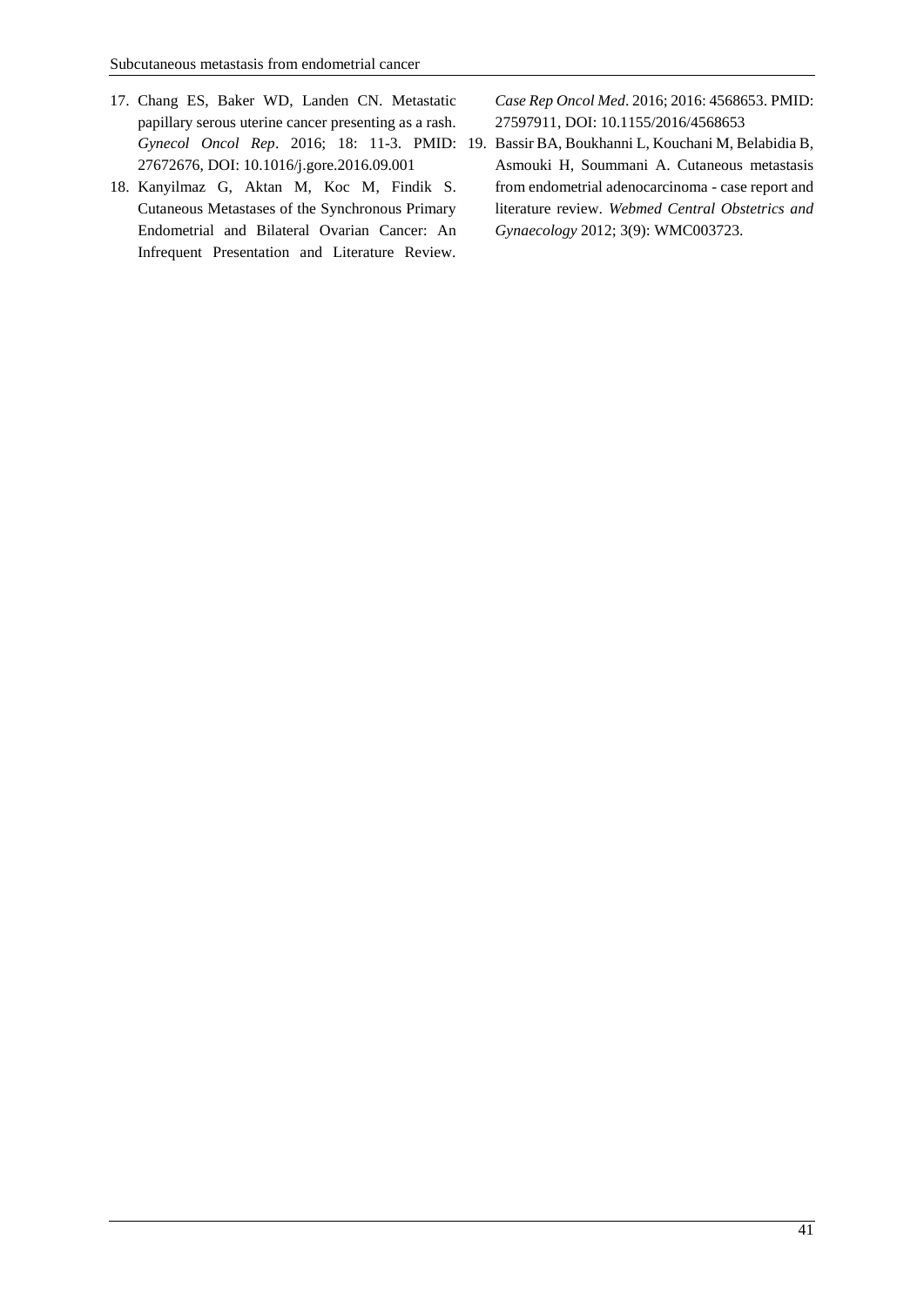17. Chang ES, Baker WD, Landen CN. Metastatic papillary serous uterine cancer presenting as a rash. *Gynecol Oncol Rep*. 2016; 18: 11-3. PMID: 27672676, DOI: 10.1016/j.gore.2016.09.001
18. Kanyilmaz G, Aktan M, Koc M, Findik S. Cutaneous Metastases of the Synchronous Primary Endometrial and Bilateral Ovarian Cancer: An Infrequent Presentation and Literature Review. *Case Rep Oncol Med*. 2016; 2016: 4568653. PMID: 27597911, DOI: 10.1155/2016/4568653
19. Bassir BA, Boukhanni L, Kouchani M, Belabidia B, Asmouki H, Soummani A. Cutaneous metastasis from endometrial adenocarcinoma - case report and literature review. *Webmed Central Obstetrics and Gynaecology* 2012; 3(9): WMC003723.